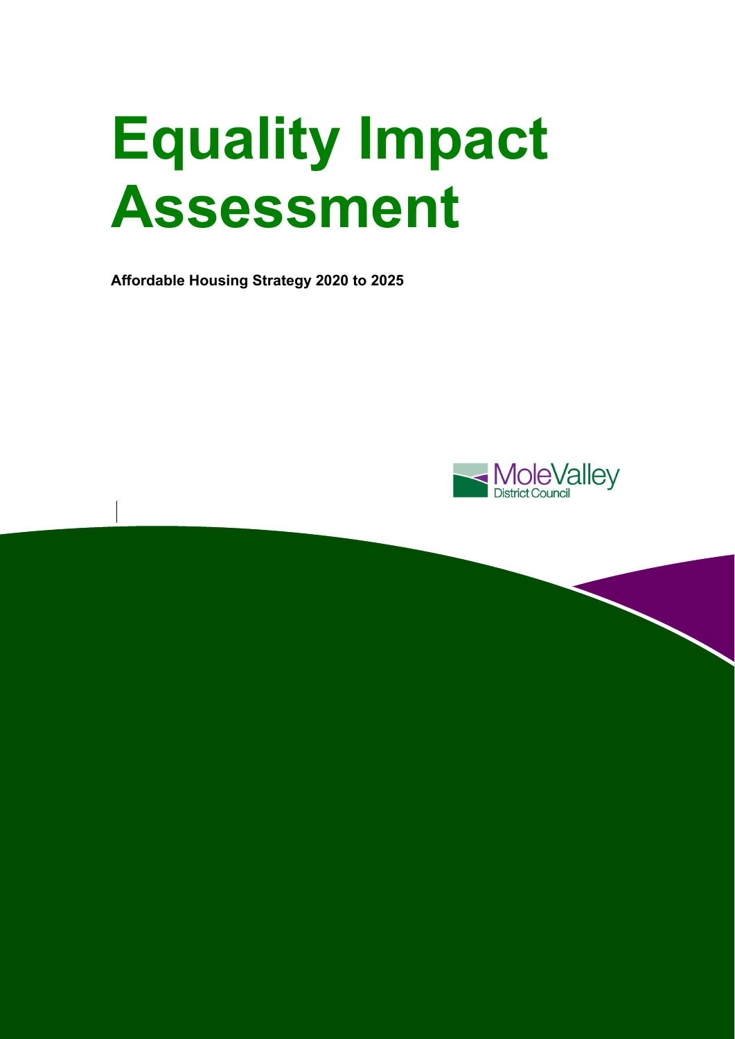# Equality Impact Assessment

**Affordable Housing Strategy 2020 to 2025**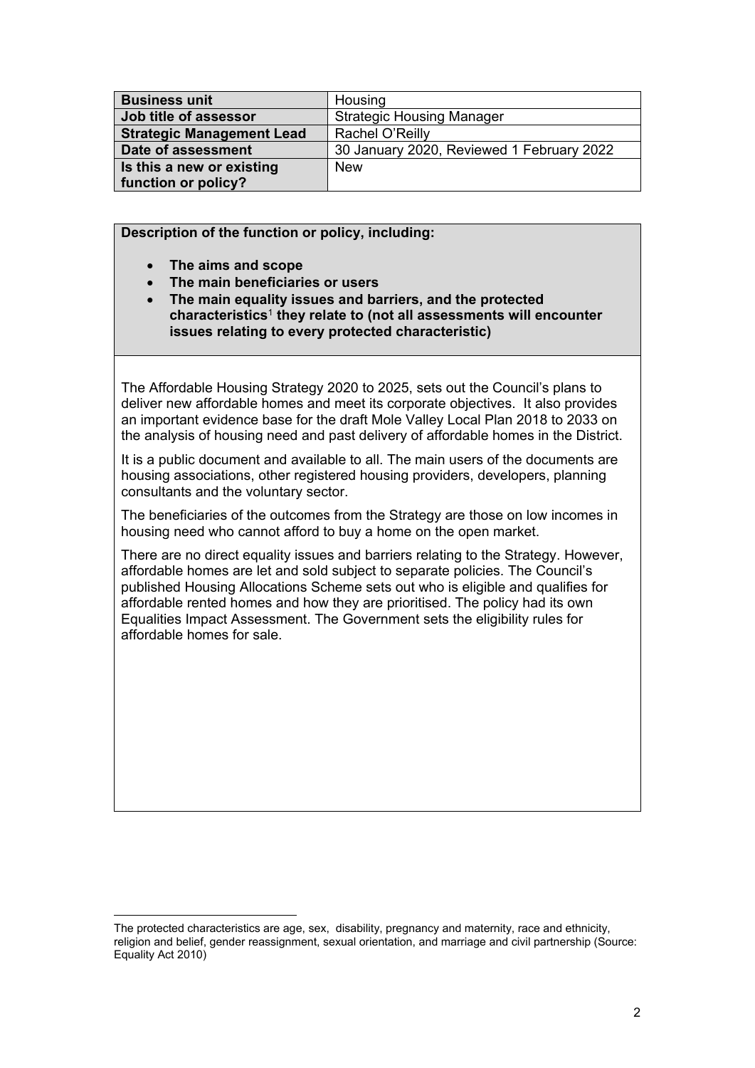| Business unit | Housing |
|---|---|
| Job title of assessor | Strategic Housing Manager |
| Strategic Management Lead | Rachel O'Reilly |
| Date of assessment | 30 January 2020, Reviewed 1 February 2022 |
| Is this a new or existing function or policy? | New |

**Description of the function or policy, including:**

- **The aims and scope**
- **The main beneficiaries or users**
- **The main equality issues and barriers, and the protected characteristics[1] they relate to (not all assessments will encounter issues relating to every protected characteristic)**

The Affordable Housing Strategy 2020 to 2025, sets out the Council's plans to deliver new affordable homes and meet its corporate objectives. It also provides an important evidence base for the draft Mole Valley Local Plan 2018 to 2033 on the analysis of housing need and past delivery of affordable homes in the District.

It is a public document and available to all. The main users of the documents are housing associations, other registered housing providers, developers, planning consultants and the voluntary sector.

The beneficiaries of the outcomes from the Strategy are those on low incomes in housing need who cannot afford to buy a home on the open market.

There are no direct equality issues and barriers relating to the Strategy. However, affordable homes are let and sold subject to separate policies. The Council's published Housing Allocations Scheme sets out who is eligible and qualifies for affordable rented homes and how they are prioritised. The policy had its own Equalities Impact Assessment. The Government sets the eligibility rules for affordable homes for sale.

[1] The protected characteristics are age, sex, disability, pregnancy and maternity, race and ethnicity, religion and belief, gender reassignment, sexual orientation, and marriage and civil partnership (Source: Equality Act 2010)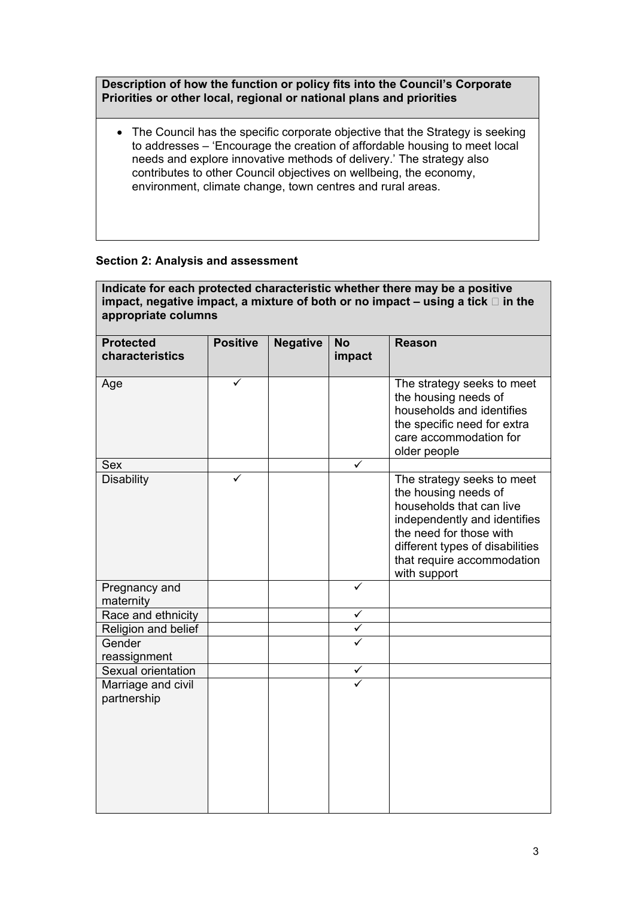| **Description of how the function or policy fits into the Council's Corporate Priorities or other local, regional or national plans and priorities** |
|---|
| • The Council has the specific corporate objective that the Strategy is seeking to addresses – 'Encourage the creation of affordable housing to meet local needs and explore innovative methods of delivery.' The strategy also contributes to other Council objectives on wellbeing, the economy, environment, climate change, town centres and rural areas. |

**Section 2: Analysis and assessment**

**Indicate for each protected characteristic whether there may be a positive impact, negative impact, a mixture of both or no impact – using a tick  in the appropriate columns**

| Protected characteristics | Positive | Negative | No impact | Reason |
|---|---|---|---|---|
| Age | ✓ | | | The strategy seeks to meet the housing needs of households and identifies the specific need for extra care accommodation for older people |
| Sex | | | ✓ | |
| Disability | ✓ | | | The strategy seeks to meet the housing needs of households that can live independently and identifies the need for those with different types of disabilities that require accommodation with support |
| Pregnancy and maternity | | | ✓ | |
| Race and ethnicity | | | ✓ | |
| Religion and belief | | | ✓ | |
| Gender reassignment | | | ✓ | |
| Sexual orientation | | | ✓ | |
| Marriage and civil partnership | | | ✓ | |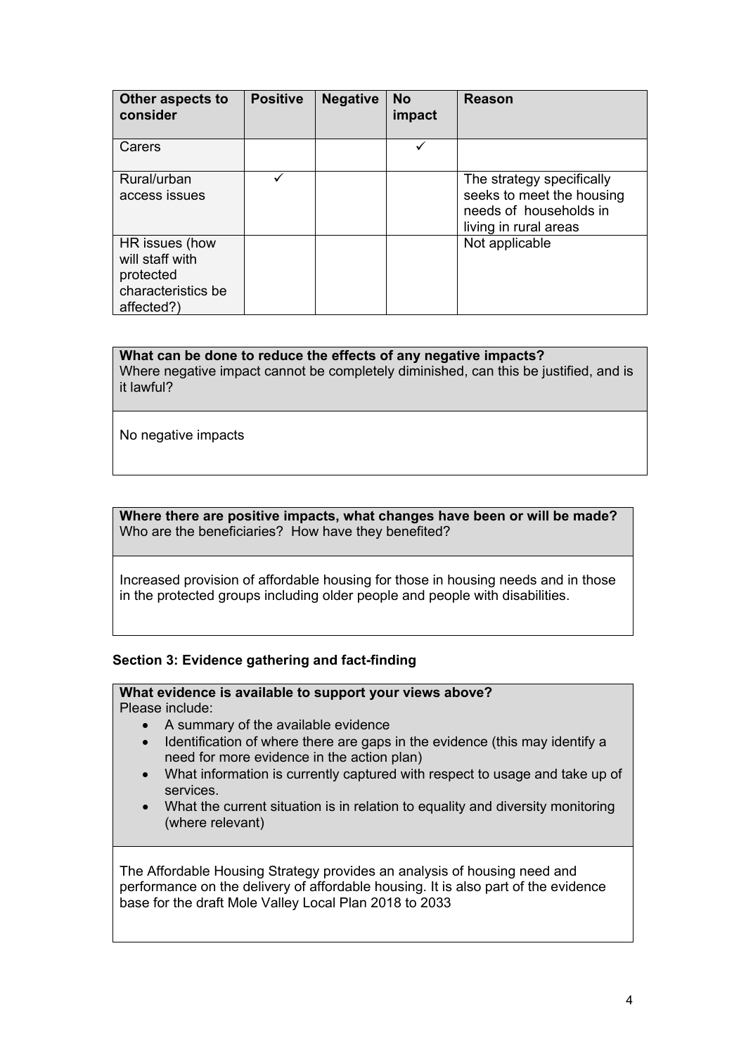| Other aspects to consider | Positive | Negative | No impact | Reason |
|---|---|---|---|---|
| Carers | | | ✓ | |
| Rural/urban access issues | ✓ | | | The strategy specifically seeks to meet the housing needs of households in living in rural areas |
| HR issues (how will staff with protected characteristics be affected?) | | | | Not applicable |

| **What can be done to reduce the effects of any negative impacts?** Where negative impact cannot be completely diminished, can this be justified, and is it lawful? |
|---|
| No negative impacts |

| **Where there are positive impacts, what changes have been or will be made?** Who are the beneficiaries? How have they benefited? |
|---|
| Increased provision of affordable housing for those in housing needs and in those in the protected groups including older people and people with disabilities. |

**Section 3: Evidence gathering and fact-finding**

| **What evidence is available to support your views above?** Please include: <br>• A summary of the available evidence <br>• Identification of where there are gaps in the evidence (this may identify a need for more evidence in the action plan) <br>• What information is currently captured with respect to usage and take up of services. <br>• What the current situation is in relation to equality and diversity monitoring (where relevant) |
|---|
| The Affordable Housing Strategy provides an analysis of housing need and performance on the delivery of affordable housing. It is also part of the evidence base for the draft Mole Valley Local Plan 2018 to 2033 |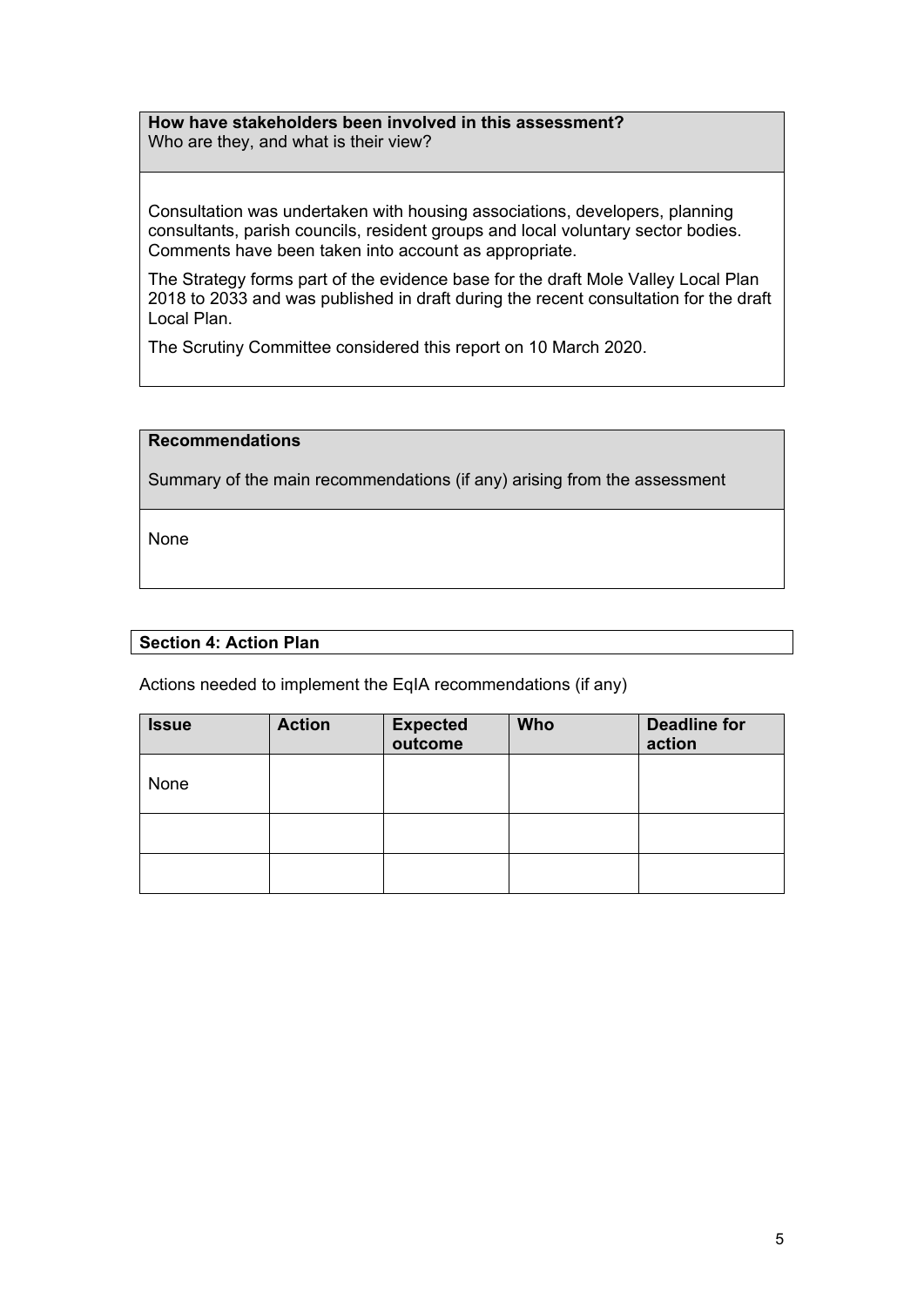**How have stakeholders been involved in this assessment?**
Who are they, and what is their view?

Consultation was undertaken with housing associations, developers, planning consultants, parish councils, resident groups and local voluntary sector bodies. Comments have been taken into account as appropriate.

The Strategy forms part of the evidence base for the draft Mole Valley Local Plan 2018 to 2033 and was published in draft during the recent consultation for the draft Local Plan.

The Scrutiny Committee considered this report on 10 March 2020.

**Recommendations**

Summary of the main recommendations (if any) arising from the assessment

None

**Section 4: Action Plan**

Actions needed to implement the EqIA recommendations (if any)

| Issue | Action | Expected outcome | Who | Deadline for action |
|---|---|---|---|---|
| None | | | | |
| | | | | |
| | | | | |